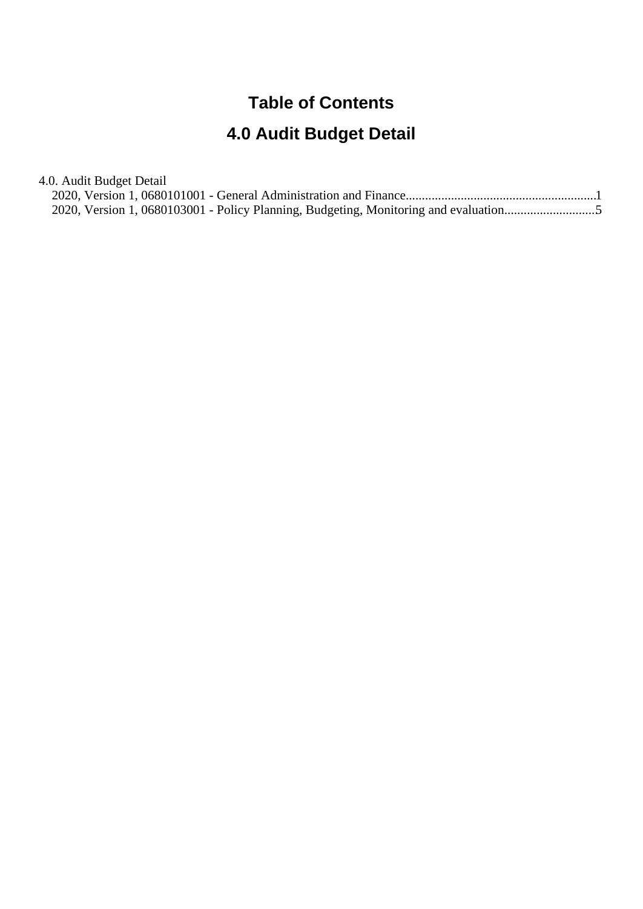# Table of Contents

# 4.0 Audit Budget Detail

4.0. Audit Budget Detail

- 2020, Version 1, 0680101001 - General Administration and Finance..........................................................1
- 2020, Version 1, 0680103001 - Policy Planning, Budgeting, Monitoring and evaluation............................5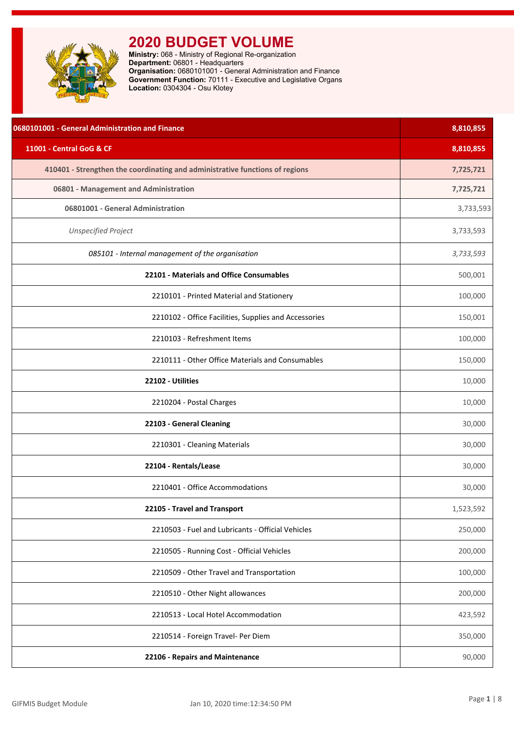# 2020 BUDGET VOLUME

**Ministry:** 068 - Ministry of Regional Re-organization
**Department:** 06801 - Headquarters
**Organisation:** 0680101001 - General Administration and Finance
**Government Function:** 70111 - Executive and Legislative Organs
**Location:** 0304304 - Osu Klotey

| 0680101001 - General Administration and Finance | 8,810,855 |
|---|---|
| **11001 - Central GoG & CF** | **8,810,855** |
| **410401 - Strengthen the coordinating and administrative functions of regions** | **7,725,721** |
| **06801 - Management and Administration** | **7,725,721** |
| **06801001 - General Administration** | 3,733,593 |
| *Unspecified Project* | 3,733,593 |
| *085101 - Internal management of the organisation* | *3,733,593* |
| **22101 - Materials and Office Consumables** | 500,001 |
| 2210101 - Printed Material and Stationery | 100,000 |
| 2210102 - Office Facilities, Supplies and Accessories | 150,001 |
| 2210103 - Refreshment Items | 100,000 |
| 2210111 - Other Office Materials and Consumables | 150,000 |
| **22102 - Utilities** | 10,000 |
| 2210204 - Postal Charges | 10,000 |
| **22103 - General Cleaning** | 30,000 |
| 2210301 - Cleaning Materials | 30,000 |
| **22104 - Rentals/Lease** | 30,000 |
| 2210401 - Office Accommodations | 30,000 |
| **22105 - Travel and Transport** | 1,523,592 |
| 2210503 - Fuel and Lubricants - Official Vehicles | 250,000 |
| 2210505 - Running Cost - Official Vehicles | 200,000 |
| 2210509 - Other Travel and Transportation | 100,000 |
| 2210510 - Other Night allowances | 200,000 |
| 2210513 - Local Hotel Accommodation | 423,592 |
| 2210514 - Foreign Travel- Per Diem | 350,000 |
| **22106 - Repairs and Maintenance** | 90,000 |

GIFMIS Budget Module Jan 10, 2020 time:12:34:50 PM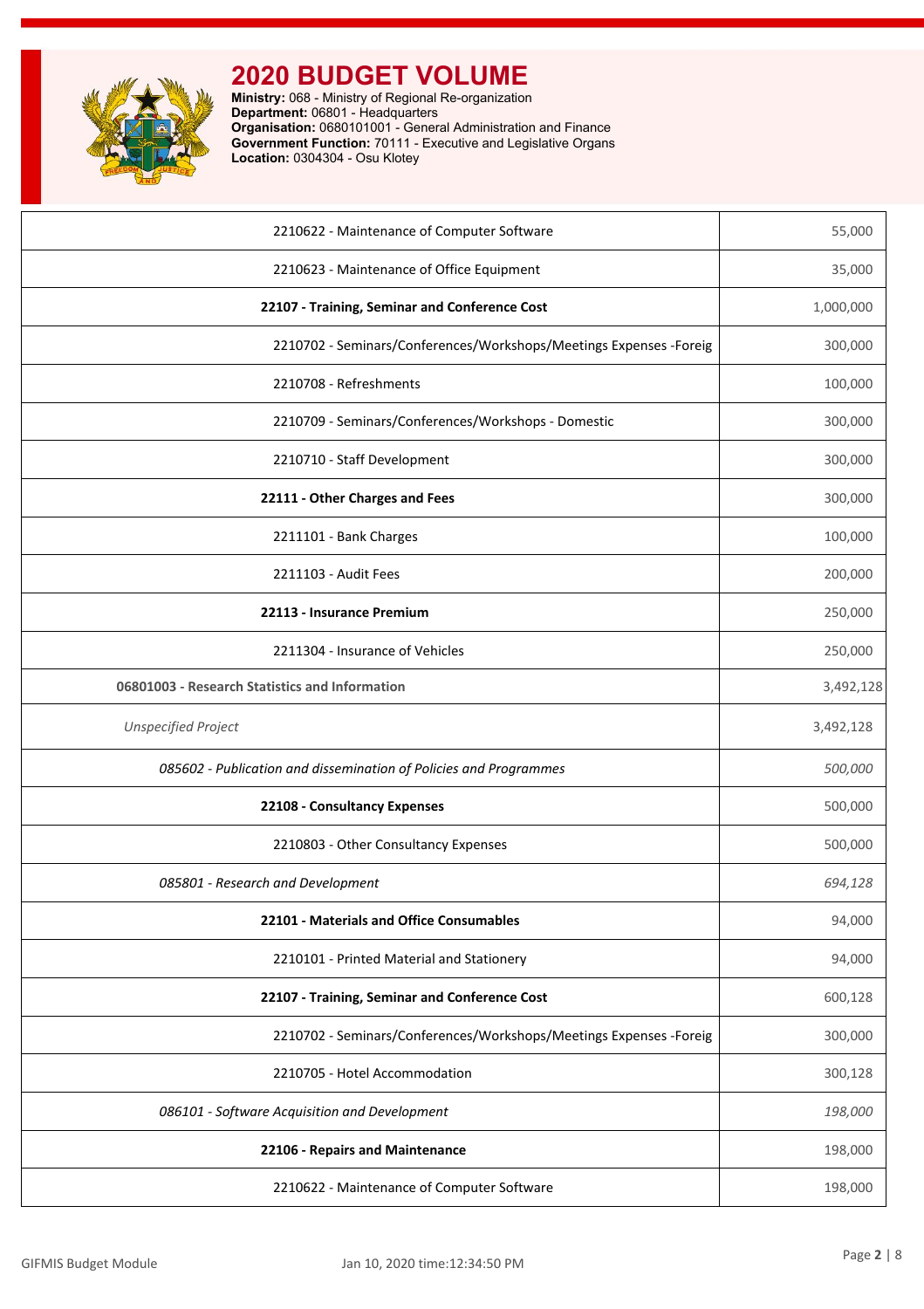# 2020 BUDGET VOLUME

**Ministry:** 068 - Ministry of Regional Re-organization
**Department:** 06801 - Headquarters
**Organisation:** 0680101001 - General Administration and Finance
**Government Function:** 70111 - Executive and Legislative Organs
**Location:** 0304304 - Osu Klotey

| | |
|---|---|
| 2210622 - Maintenance of Computer Software | 55,000 |
| 2210623 - Maintenance of Office Equipment | 35,000 |
| **22107 - Training, Seminar and Conference Cost** | 1,000,000 |
| 2210702 - Seminars/Conferences/Workshops/Meetings Expenses -Foreig | 300,000 |
| 2210708 - Refreshments | 100,000 |
| 2210709 - Seminars/Conferences/Workshops - Domestic | 300,000 |
| 2210710 - Staff Development | 300,000 |
| **22111 - Other Charges and Fees** | 300,000 |
| 2211101 - Bank Charges | 100,000 |
| 2211103 - Audit Fees | 200,000 |
| **22113 - Insurance Premium** | 250,000 |
| 2211304 - Insurance of Vehicles | 250,000 |
| **06801003 - Research Statistics and Information** | 3,492,128 |
| *Unspecified Project* | 3,492,128 |
| *085602 - Publication and dissemination of Policies and Programmes* | *500,000* |
| **22108 - Consultancy Expenses** | 500,000 |
| 2210803 - Other Consultancy Expenses | 500,000 |
| *085801 - Research and Development* | *694,128* |
| **22101 - Materials and Office Consumables** | 94,000 |
| 2210101 - Printed Material and Stationery | 94,000 |
| **22107 - Training, Seminar and Conference Cost** | 600,128 |
| 2210702 - Seminars/Conferences/Workshops/Meetings Expenses -Foreig | 300,000 |
| 2210705 - Hotel Accommodation | 300,128 |
| *086101 - Software Acquisition and Development* | *198,000* |
| **22106 - Repairs and Maintenance** | 198,000 |
| 2210622 - Maintenance of Computer Software | 198,000 |

GIFMIS Budget Module Jan 10, 2020 time:12:34:50 PM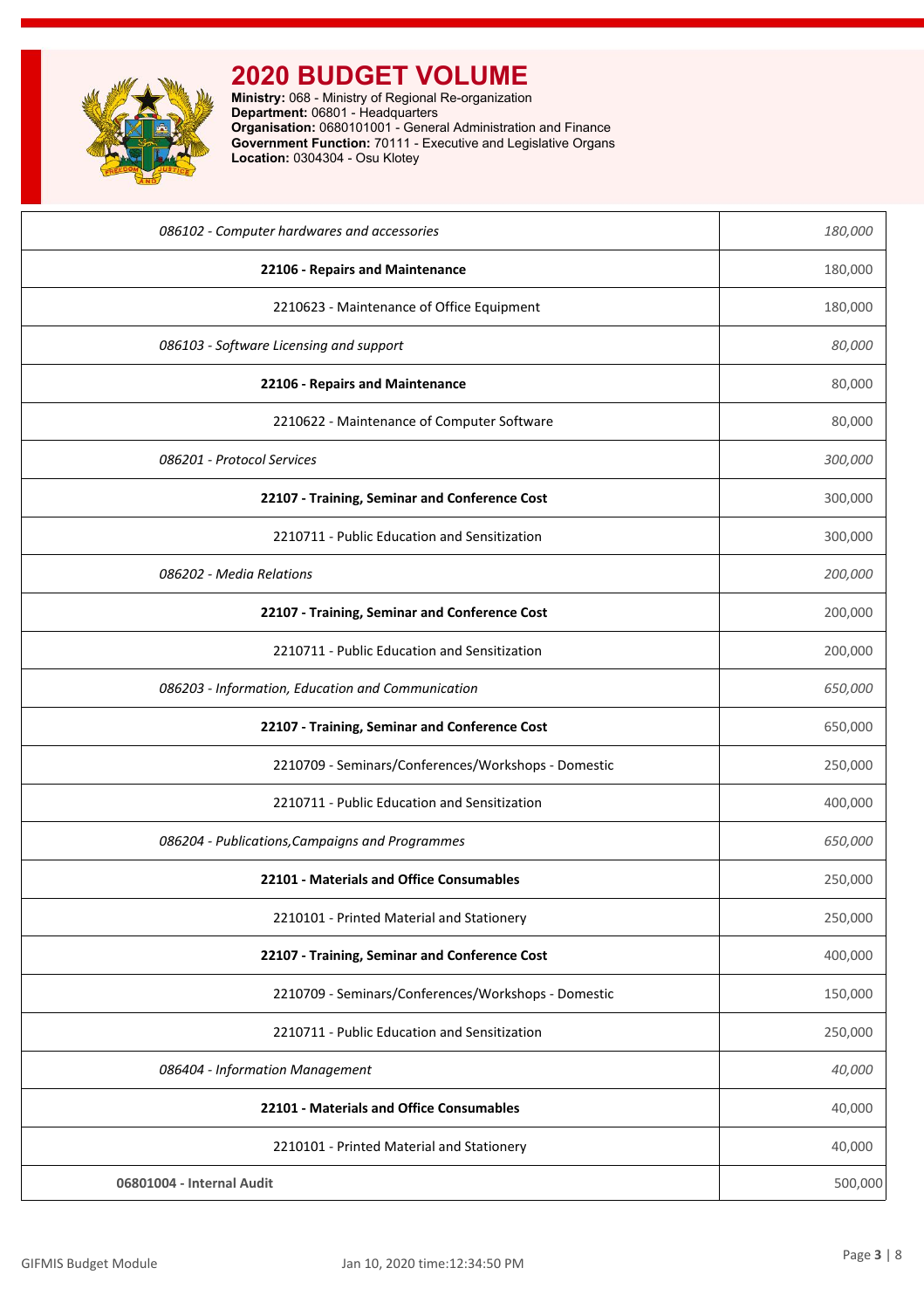# 2020 BUDGET VOLUME

**Ministry:** 068 - Ministry of Regional Re-organization
**Department:** 06801 - Headquarters
**Organisation:** 0680101001 - General Administration and Finance
**Government Function:** 70111 - Executive and Legislative Organs
**Location:** 0304304 - Osu Klotey

| | |
|---|---|
| *086102 - Computer hardwares and accessories* | *180,000* |
| **22106 - Repairs and Maintenance** | 180,000 |
| 2210623 - Maintenance of Office Equipment | 180,000 |
| *086103 - Software Licensing and support* | *80,000* |
| **22106 - Repairs and Maintenance** | 80,000 |
| 2210622 - Maintenance of Computer Software | 80,000 |
| *086201 - Protocol Services* | *300,000* |
| **22107 - Training, Seminar and Conference Cost** | 300,000 |
| 2210711 - Public Education and Sensitization | 300,000 |
| *086202 - Media Relations* | *200,000* |
| **22107 - Training, Seminar and Conference Cost** | 200,000 |
| 2210711 - Public Education and Sensitization | 200,000 |
| *086203 - Information, Education and Communication* | *650,000* |
| **22107 - Training, Seminar and Conference Cost** | 650,000 |
| 2210709 - Seminars/Conferences/Workshops - Domestic | 250,000 |
| 2210711 - Public Education and Sensitization | 400,000 |
| *086204 - Publications,Campaigns and Programmes* | *650,000* |
| **22101 - Materials and Office Consumables** | 250,000 |
| 2210101 - Printed Material and Stationery | 250,000 |
| **22107 - Training, Seminar and Conference Cost** | 400,000 |
| 2210709 - Seminars/Conferences/Workshops - Domestic | 150,000 |
| 2210711 - Public Education and Sensitization | 250,000 |
| *086404 - Information Management* | *40,000* |
| **22101 - Materials and Office Consumables** | 40,000 |
| 2210101 - Printed Material and Stationery | 40,000 |
| **06801004 - Internal Audit** | 500,000 |

GIFMIS Budget Module Jan 10, 2020 time:12:34:50 PM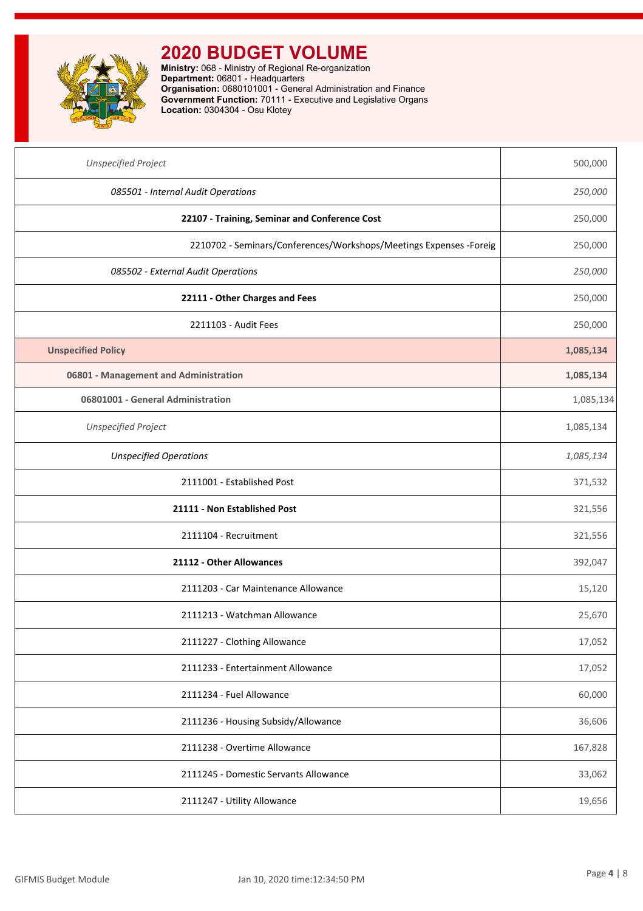# 2020 BUDGET VOLUME

**Ministry:** 068 - Ministry of Regional Re-organization
**Department:** 06801 - Headquarters
**Organisation:** 0680101001 - General Administration and Finance
**Government Function:** 70111 - Executive and Legislative Organs
**Location:** 0304304 - Osu Klotey

| Item | Amount |
|---|---|
| *Unspecified Project* | 500,000 |
| *085501 - Internal Audit Operations* | *250,000* |
| **22107 - Training, Seminar and Conference Cost** | 250,000 |
| 2210702 - Seminars/Conferences/Workshops/Meetings Expenses -Foreig | 250,000 |
| *085502 - External Audit Operations* | *250,000* |
| **22111 - Other Charges and Fees** | 250,000 |
| 2211103 - Audit Fees | 250,000 |
| **Unspecified Policy** | **1,085,134** |
| **06801 - Management and Administration** | **1,085,134** |
| **06801001 - General Administration** | 1,085,134 |
| *Unspecified Project* | 1,085,134 |
| *Unspecified Operations* | *1,085,134* |
| 2111001 - Established Post | 371,532 |
| **21111 - Non Established Post** | 321,556 |
| 2111104 - Recruitment | 321,556 |
| **21112 - Other Allowances** | 392,047 |
| 2111203 - Car Maintenance Allowance | 15,120 |
| 2111213 - Watchman Allowance | 25,670 |
| 2111227 - Clothing Allowance | 17,052 |
| 2111233 - Entertainment Allowance | 17,052 |
| 2111234 - Fuel Allowance | 60,000 |
| 2111236 - Housing Subsidy/Allowance | 36,606 |
| 2111238 - Overtime Allowance | 167,828 |
| 2111245 - Domestic Servants Allowance | 33,062 |
| 2111247 - Utility Allowance | 19,656 |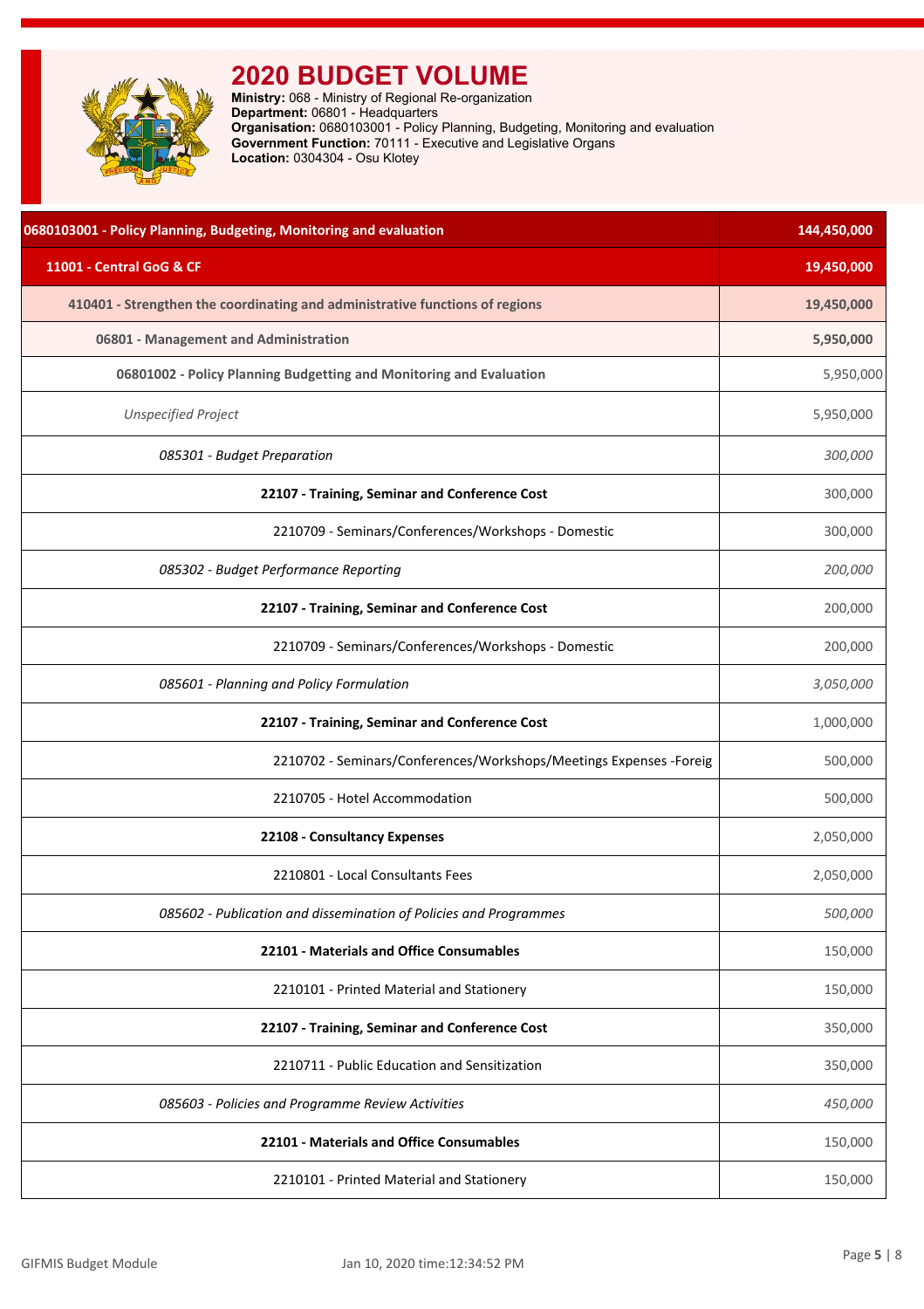# 2020 BUDGET VOLUME

**Ministry:** 068 - Ministry of Regional Re-organization
**Department:** 06801 - Headquarters
**Organisation:** 0680103001 - Policy Planning, Budgeting, Monitoring and evaluation
**Government Function:** 70111 - Executive and Legislative Organs
**Location:** 0304304 - Osu Klotey

| Description | Amount |
|---|---|
| **0680103001 - Policy Planning, Budgeting, Monitoring and evaluation** | **144,450,000** |
| **11001 - Central GoG & CF** | **19,450,000** |
| **410401 - Strengthen the coordinating and administrative functions of regions** | **19,450,000** |
| **06801 - Management and Administration** | **5,950,000** |
| **06801002 - Policy Planning Budgetting and Monitoring and Evaluation** | 5,950,000 |
| *Unspecified Project* | 5,950,000 |
| *085301 - Budget Preparation* | *300,000* |
| **22107 - Training, Seminar and Conference Cost** | 300,000 |
| 2210709 - Seminars/Conferences/Workshops - Domestic | 300,000 |
| *085302 - Budget Performance Reporting* | *200,000* |
| **22107 - Training, Seminar and Conference Cost** | 200,000 |
| 2210709 - Seminars/Conferences/Workshops - Domestic | 200,000 |
| *085601 - Planning and Policy Formulation* | *3,050,000* |
| **22107 - Training, Seminar and Conference Cost** | 1,000,000 |
| 2210702 - Seminars/Conferences/Workshops/Meetings Expenses -Foreig | 500,000 |
| 2210705 - Hotel Accommodation | 500,000 |
| **22108 - Consultancy Expenses** | 2,050,000 |
| 2210801 - Local Consultants Fees | 2,050,000 |
| *085602 - Publication and dissemination of Policies and Programmes* | *500,000* |
| **22101 - Materials and Office Consumables** | 150,000 |
| 2210101 - Printed Material and Stationery | 150,000 |
| **22107 - Training, Seminar and Conference Cost** | 350,000 |
| 2210711 - Public Education and Sensitization | 350,000 |
| *085603 - Policies and Programme Review Activities* | *450,000* |
| **22101 - Materials and Office Consumables** | 150,000 |
| 2210101 - Printed Material and Stationery | 150,000 |

GIFMIS Budget Module — Jan 10, 2020 time:12:34:52 PM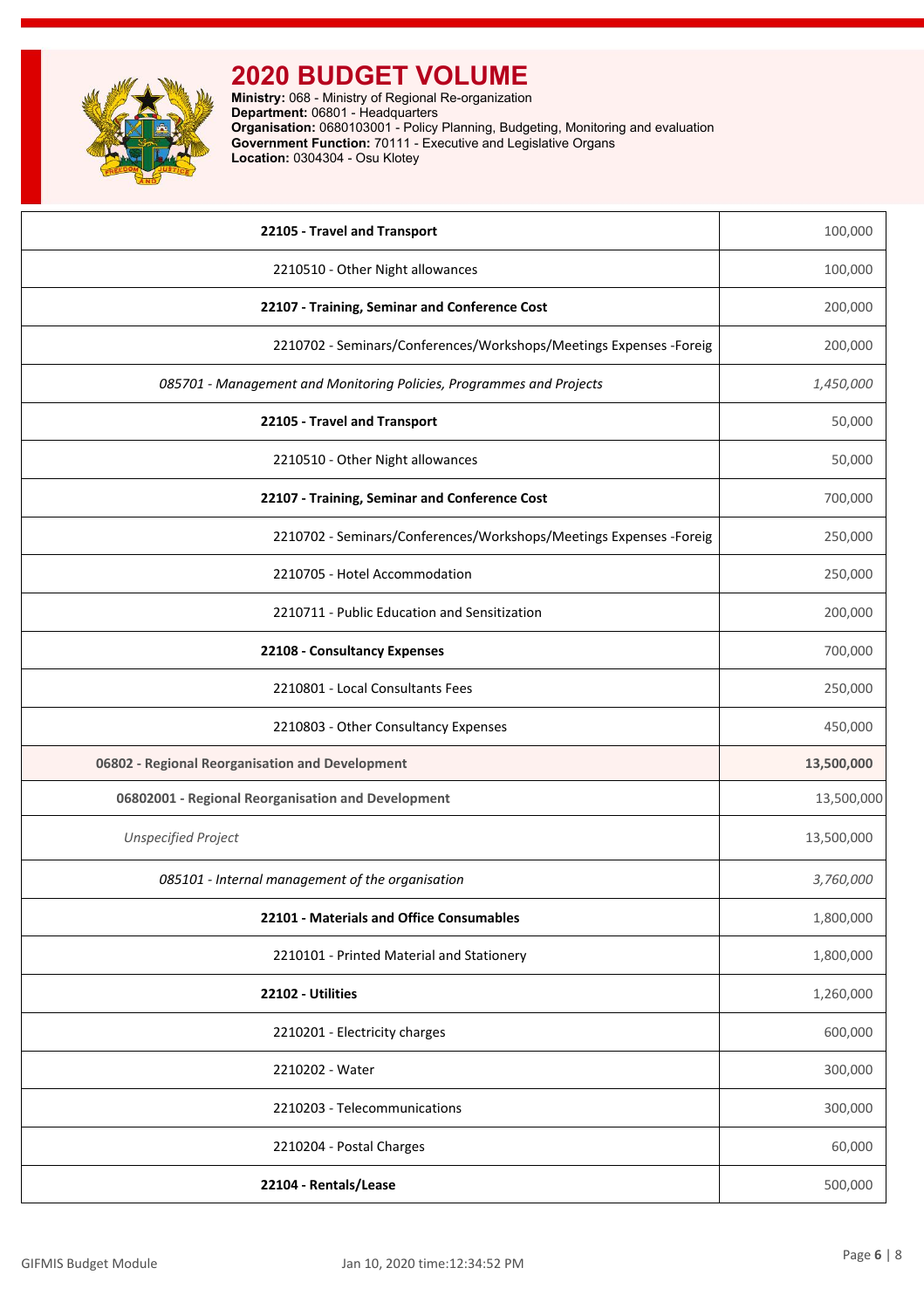# 2020 BUDGET VOLUME

**Ministry:** 068 - Ministry of Regional Re-organization
**Department:** 06801 - Headquarters
**Organisation:** 0680103001 - Policy Planning, Budgeting, Monitoring and evaluation
**Government Function:** 70111 - Executive and Legislative Organs
**Location:** 0304304 - Osu Klotey

| | |
|---|---|
| **22105 - Travel and Transport** | 100,000 |
| 2210510 - Other Night allowances | 100,000 |
| **22107 - Training, Seminar and Conference Cost** | 200,000 |
| 2210702 - Seminars/Conferences/Workshops/Meetings Expenses -Foreig | 200,000 |
| *085701 - Management and Monitoring Policies, Programmes and Projects* | *1,450,000* |
| **22105 - Travel and Transport** | 50,000 |
| 2210510 - Other Night allowances | 50,000 |
| **22107 - Training, Seminar and Conference Cost** | 700,000 |
| 2210702 - Seminars/Conferences/Workshops/Meetings Expenses -Foreig | 250,000 |
| 2210705 - Hotel Accommodation | 250,000 |
| 2210711 - Public Education and Sensitization | 200,000 |
| **22108 - Consultancy Expenses** | 700,000 |
| 2210801 - Local Consultants Fees | 250,000 |
| 2210803 - Other Consultancy Expenses | 450,000 |
| **06802 - Regional Reorganisation and Development** | **13,500,000** |
| **06802001 - Regional Reorganisation and Development** | 13,500,000 |
| *Unspecified Project* | 13,500,000 |
| *085101 - Internal management of the organisation* | *3,760,000* |
| **22101 - Materials and Office Consumables** | 1,800,000 |
| 2210101 - Printed Material and Stationery | 1,800,000 |
| **22102 - Utilities** | 1,260,000 |
| 2210201 - Electricity charges | 600,000 |
| 2210202 - Water | 300,000 |
| 2210203 - Telecommunications | 300,000 |
| 2210204 - Postal Charges | 60,000 |
| **22104 - Rentals/Lease** | 500,000 |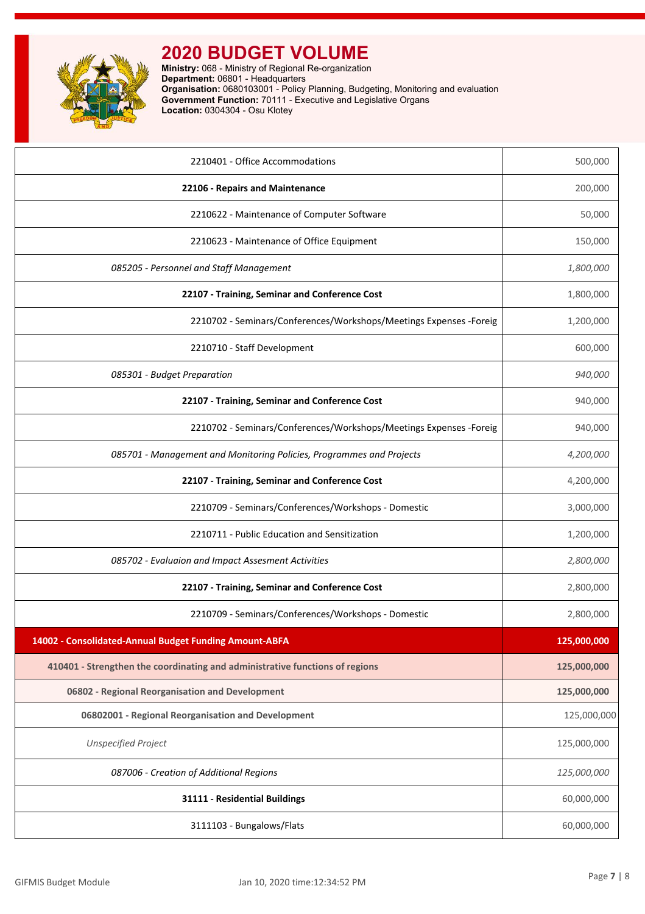# 2020 BUDGET VOLUME

**Ministry:** 068 - Ministry of Regional Re-organization
**Department:** 06801 - Headquarters
**Organisation:** 0680103001 - Policy Planning, Budgeting, Monitoring and evaluation
**Government Function:** 70111 - Executive and Legislative Organs
**Location:** 0304304 - Osu Klotey

| | |
|---|---|
| 2210401 - Office Accommodations | 500,000 |
| **22106 - Repairs and Maintenance** | 200,000 |
| 2210622 - Maintenance of Computer Software | 50,000 |
| 2210623 - Maintenance of Office Equipment | 150,000 |
| *085205 - Personnel and Staff Management* | *1,800,000* |
| **22107 - Training, Seminar and Conference Cost** | 1,800,000 |
| 2210702 - Seminars/Conferences/Workshops/Meetings Expenses -Foreig | 1,200,000 |
| 2210710 - Staff Development | 600,000 |
| *085301 - Budget Preparation* | *940,000* |
| **22107 - Training, Seminar and Conference Cost** | 940,000 |
| 2210702 - Seminars/Conferences/Workshops/Meetings Expenses -Foreig | 940,000 |
| *085701 - Management and Monitoring Policies, Programmes and Projects* | *4,200,000* |
| **22107 - Training, Seminar and Conference Cost** | 4,200,000 |
| 2210709 - Seminars/Conferences/Workshops - Domestic | 3,000,000 |
| 2210711 - Public Education and Sensitization | 1,200,000 |
| *085702 - Evaluaion and Impact Assesment Activities* | *2,800,000* |
| **22107 - Training, Seminar and Conference Cost** | 2,800,000 |
| 2210709 - Seminars/Conferences/Workshops - Domestic | 2,800,000 |
| **14002 - Consolidated-Annual Budget Funding Amount-ABFA** | **125,000,000** |
| **410401 - Strengthen the coordinating and administrative functions of regions** | **125,000,000** |
| **06802 - Regional Reorganisation and Development** | **125,000,000** |
| **06802001 - Regional Reorganisation and Development** | 125,000,000 |
| *Unspecified Project* | 125,000,000 |
| *087006 - Creation of Additional Regions* | *125,000,000* |
| **31111 - Residential Buildings** | 60,000,000 |
| 3111103 - Bungalows/Flats | 60,000,000 |

GIFMIS Budget Module — Jan 10, 2020 time:12:34:52 PM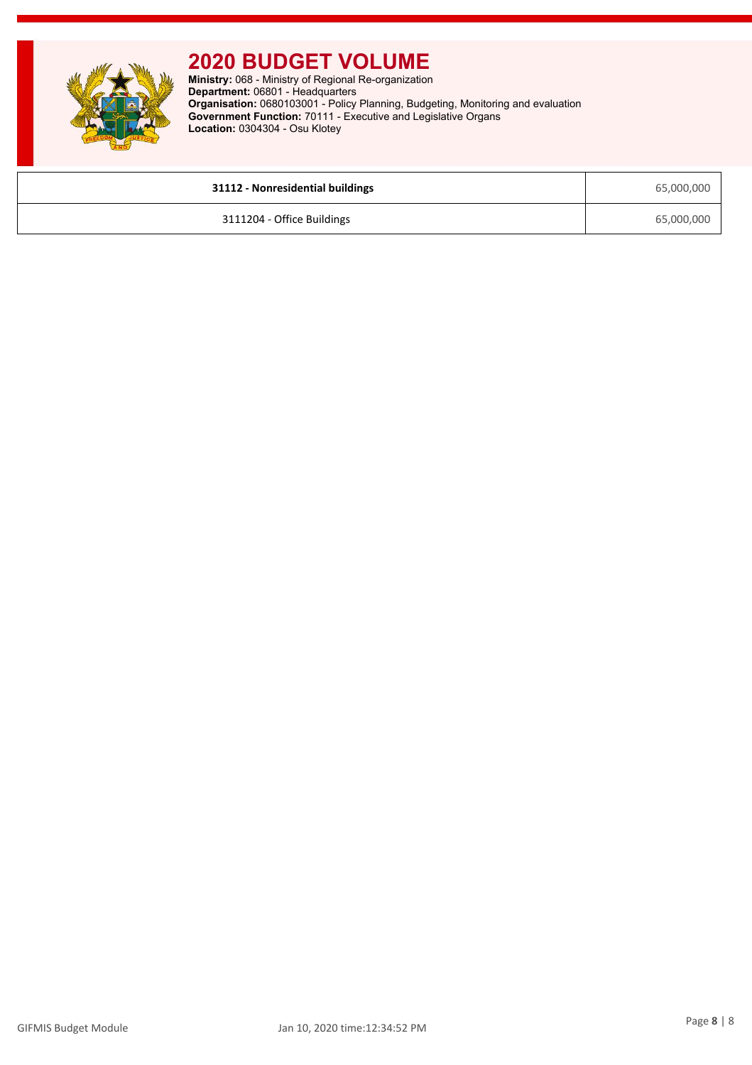# 2020 BUDGET VOLUME

**Ministry:** 068 - Ministry of Regional Re-organization
**Department:** 06801 - Headquarters
**Organisation:** 0680103001 - Policy Planning, Budgeting, Monitoring and evaluation
**Government Function:** 70111 - Executive and Legislative Organs
**Location:** 0304304 - Osu Klotey

| | |
|---|---|
| **31112 - Nonresidential buildings** | 65,000,000 |
| 3111204 - Office Buildings | 65,000,000 |